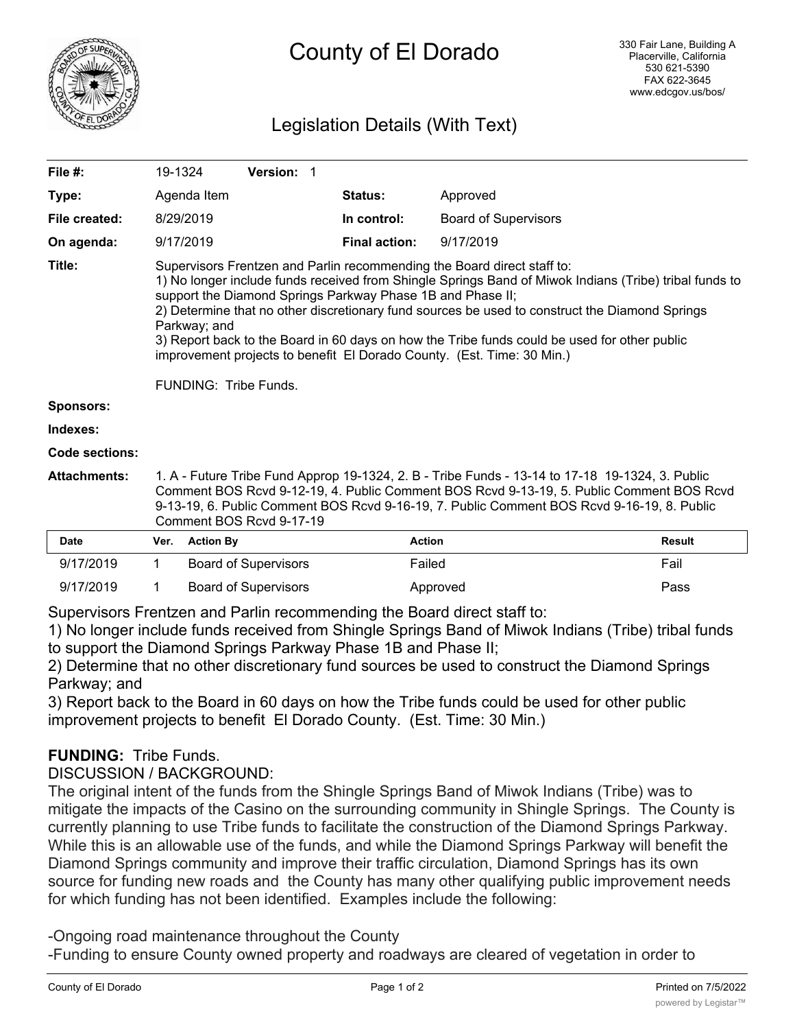# County of El Dorado

330 Fair Lane, Building A
Placerville, California
530 621-5390
FAX 622-3645
www.edcgov.us/bos/

## Legislation Details (With Text)

| | | | |
|---|---|---|---|
| **File #:** | 19-1324 **Version:** 1 | | |
| **Type:** | Agenda Item | **Status:** | Approved |
| **File created:** | 8/29/2019 | **In control:** | Board of Supervisors |
| **On agenda:** | 9/17/2019 | **Final action:** | 9/17/2019 |

**Title:** Supervisors Frentzen and Parlin recommending the Board direct staff to:
1) No longer include funds received from Shingle Springs Band of Miwok Indians (Tribe) tribal funds to support the Diamond Springs Parkway Phase 1B and Phase II;
2) Determine that no other discretionary fund sources be used to construct the Diamond Springs Parkway; and
3) Report back to the Board in 60 days on how the Tribe funds could be used for other public improvement projects to benefit El Dorado County. (Est. Time: 30 Min.)

FUNDING: Tribe Funds.

**Sponsors:**

**Indexes:**

**Code sections:**

**Attachments:** 1. A - Future Tribe Fund Approp 19-1324, 2. B - Tribe Funds - 13-14 to 17-18 19-1324, 3. Public Comment BOS Rcvd 9-12-19, 4. Public Comment BOS Rcvd 9-13-19, 5. Public Comment BOS Rcvd 9-13-19, 6. Public Comment BOS Rcvd 9-16-19, 7. Public Comment BOS Rcvd 9-16-19, 8. Public Comment BOS Rcvd 9-17-19

| Date | Ver. | Action By | Action | Result |
|---|---|---|---|---|
| 9/17/2019 | 1 | Board of Supervisors | Failed | Fail |
| 9/17/2019 | 1 | Board of Supervisors | Approved | Pass |

Supervisors Frentzen and Parlin recommending the Board direct staff to:
1) No longer include funds received from Shingle Springs Band of Miwok Indians (Tribe) tribal funds to support the Diamond Springs Parkway Phase 1B and Phase II;
2) Determine that no other discretionary fund sources be used to construct the Diamond Springs Parkway; and
3) Report back to the Board in 60 days on how the Tribe funds could be used for other public improvement projects to benefit El Dorado County. (Est. Time: 30 Min.)

**FUNDING:** Tribe Funds.

DISCUSSION / BACKGROUND:

The original intent of the funds from the Shingle Springs Band of Miwok Indians (Tribe) was to mitigate the impacts of the Casino on the surrounding community in Shingle Springs. The County is currently planning to use Tribe funds to facilitate the construction of the Diamond Springs Parkway. While this is an allowable use of the funds, and while the Diamond Springs Parkway will benefit the Diamond Springs community and improve their traffic circulation, Diamond Springs has its own source for funding new roads and the County has many other qualifying public improvement needs for which funding has not been identified. Examples include the following:

-Ongoing road maintenance throughout the County
-Funding to ensure County owned property and roadways are cleared of vegetation in order to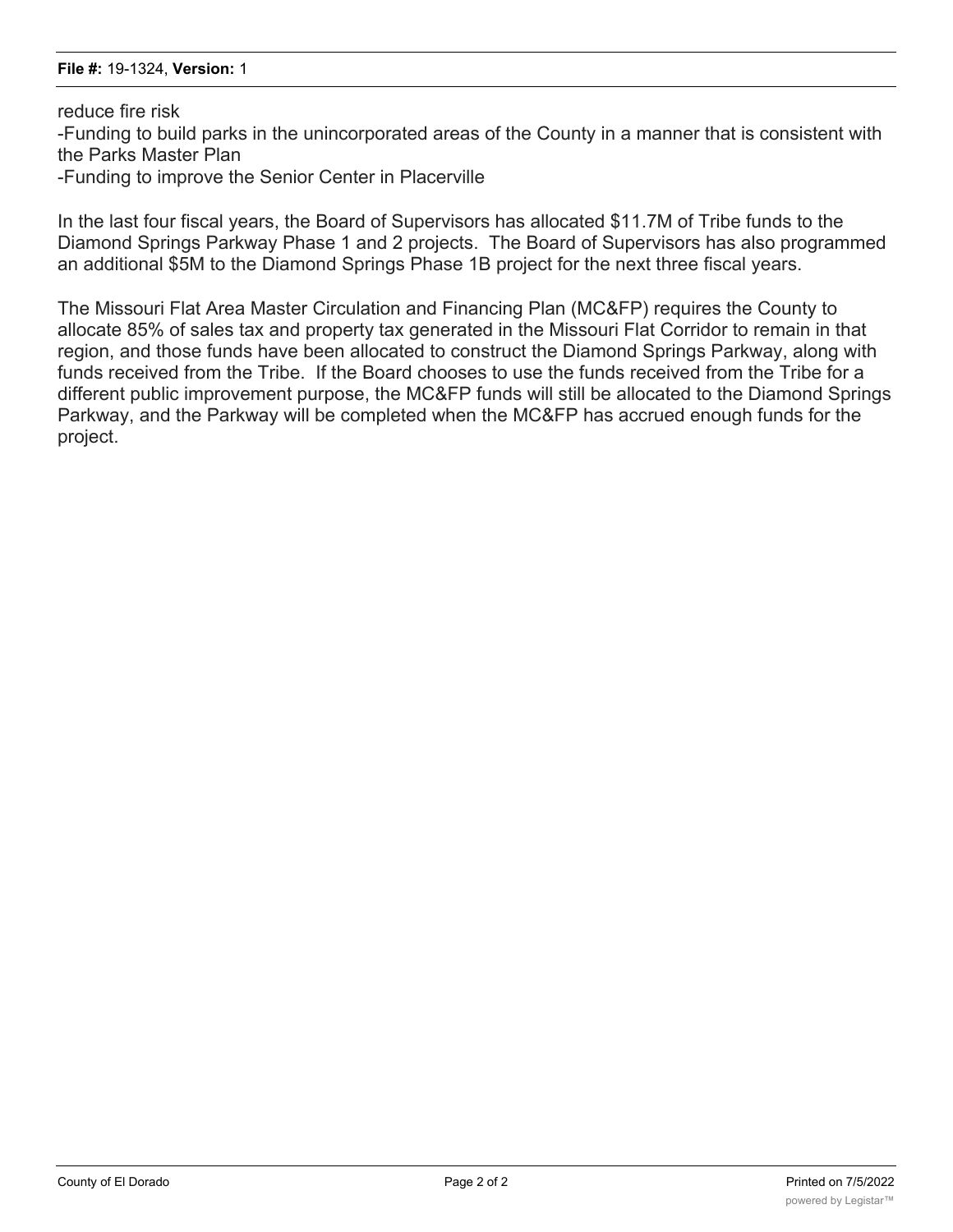reduce fire risk

-Funding to build parks in the unincorporated areas of the County in a manner that is consistent with the Parks Master Plan

-Funding to improve the Senior Center in Placerville

In the last four fiscal years, the Board of Supervisors has allocated $11.7M of Tribe funds to the Diamond Springs Parkway Phase 1 and 2 projects. The Board of Supervisors has also programmed an additional $5M to the Diamond Springs Phase 1B project for the next three fiscal years.

The Missouri Flat Area Master Circulation and Financing Plan (MC&FP) requires the County to allocate 85% of sales tax and property tax generated in the Missouri Flat Corridor to remain in that region, and those funds have been allocated to construct the Diamond Springs Parkway, along with funds received from the Tribe. If the Board chooses to use the funds received from the Tribe for a different public improvement purpose, the MC&FP funds will still be allocated to the Diamond Springs Parkway, and the Parkway will be completed when the MC&FP has accrued enough funds for the project.